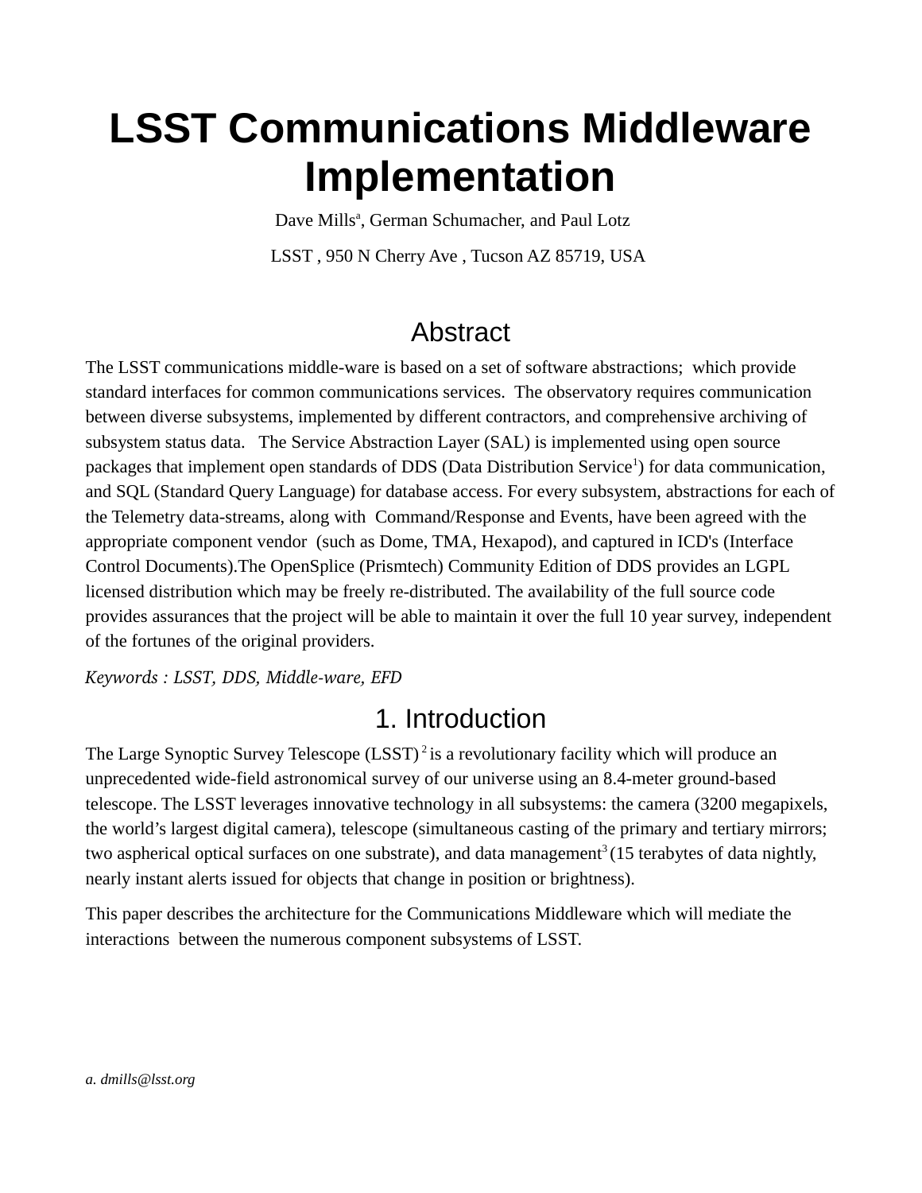# LSST Communications Middleware Implementation

Dave Mills[a], German Schumacher, and Paul Lotz

LSST , 950 N Cherry Ave , Tucson AZ 85719, USA

## Abstract

The LSST communications middle-ware is based on a set of software abstractions; which provide standard interfaces for common communications services. The observatory requires communication between diverse subsystems, implemented by different contractors, and comprehensive archiving of subsystem status data. The Service Abstraction Layer (SAL) is implemented using open source packages that implement open standards of DDS (Data Distribution Service[1]) for data communication, and SQL (Standard Query Language) for database access. For every subsystem, abstractions for each of the Telemetry data-streams, along with Command/Response and Events, have been agreed with the appropriate component vendor (such as Dome, TMA, Hexapod), and captured in ICD's (Interface Control Documents).The OpenSplice (Prismtech) Community Edition of DDS provides an LGPL licensed distribution which may be freely re-distributed. The availability of the full source code provides assurances that the project will be able to maintain it over the full 10 year survey, independent of the fortunes of the original providers.

*Keywords : LSST, DDS, Middle-ware, EFD*

## 1. Introduction

The Large Synoptic Survey Telescope (LSST)[2] is a revolutionary facility which will produce an unprecedented wide-field astronomical survey of our universe using an 8.4-meter ground-based telescope. The LSST leverages innovative technology in all subsystems: the camera (3200 megapixels, the world's largest digital camera), telescope (simultaneous casting of the primary and tertiary mirrors; two aspherical optical surfaces on one substrate), and data management[3] (15 terabytes of data nightly, nearly instant alerts issued for objects that change in position or brightness).

This paper describes the architecture for the Communications Middleware which will mediate the interactions between the numerous component subsystems of LSST.

*a. dmills@lsst.org*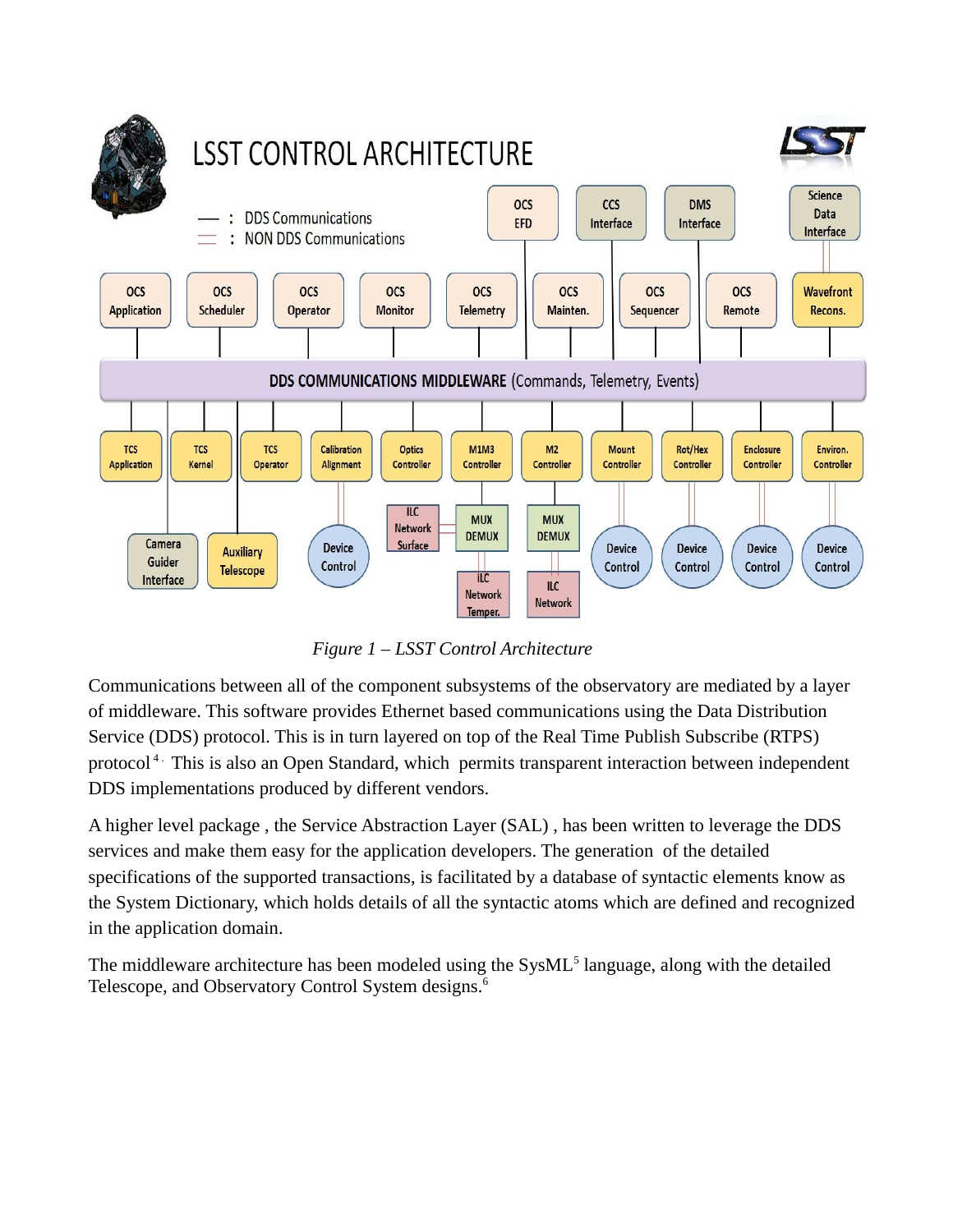*Figure 1 – LSST Control Architecture*

Communications between all of the component subsystems of the observatory are mediated by a layer of middleware. This software provides Ethernet based communications using the Data Distribution Service (DDS) protocol. This is in turn layered on top of the Real Time Publish Subscribe (RTPS) protocol [4]. This is also an Open Standard, which permits transparent interaction between independent DDS implementations produced by different vendors.

A higher level package , the Service Abstraction Layer (SAL) , has been written to leverage the DDS services and make them easy for the application developers. The generation of the detailed specifications of the supported transactions, is facilitated by a database of syntactic elements know as the System Dictionary, which holds details of all the syntactic atoms which are defined and recognized in the application domain.

The middleware architecture has been modeled using the SysML[5] language, along with the detailed Telescope, and Observatory Control System designs.[6]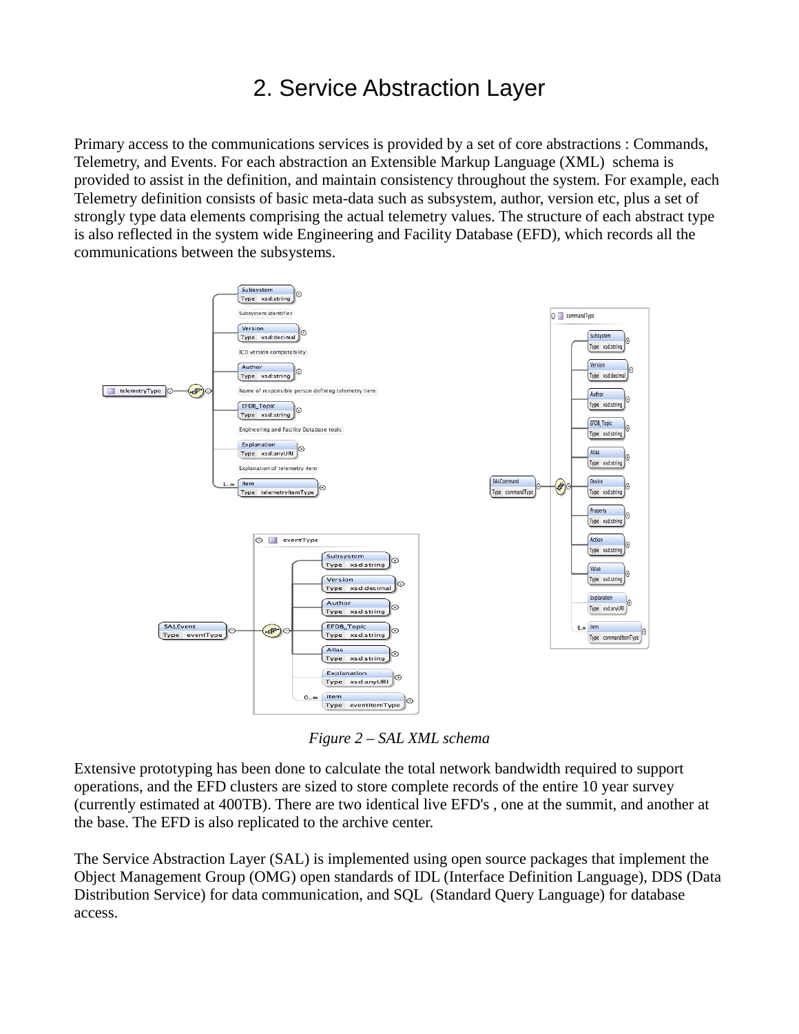# 2. Service Abstraction Layer

Primary access to the communications services is provided by a set of core abstractions : Commands, Telemetry, and Events. For each abstraction an Extensible Markup Language (XML) schema is provided to assist in the definition, and maintain consistency throughout the system. For example, each Telemetry definition consists of basic meta-data such as subsystem, author, version etc, plus a set of strongly type data elements comprising the actual telemetry values. The structure of each abstract type is also reflected in the system wide Engineering and Facility Database (EFD), which records all the communications between the subsystems.

*Figure 2 – SAL XML schema*

Extensive prototyping has been done to calculate the total network bandwidth required to support operations, and the EFD clusters are sized to store complete records of the entire 10 year survey (currently estimated at 400TB). There are two identical live EFD's , one at the summit, and another at the base. The EFD is also replicated to the archive center.

The Service Abstraction Layer (SAL) is implemented using open source packages that implement the Object Management Group (OMG) open standards of IDL (Interface Definition Language), DDS (Data Distribution Service) for data communication, and SQL (Standard Query Language) for database access.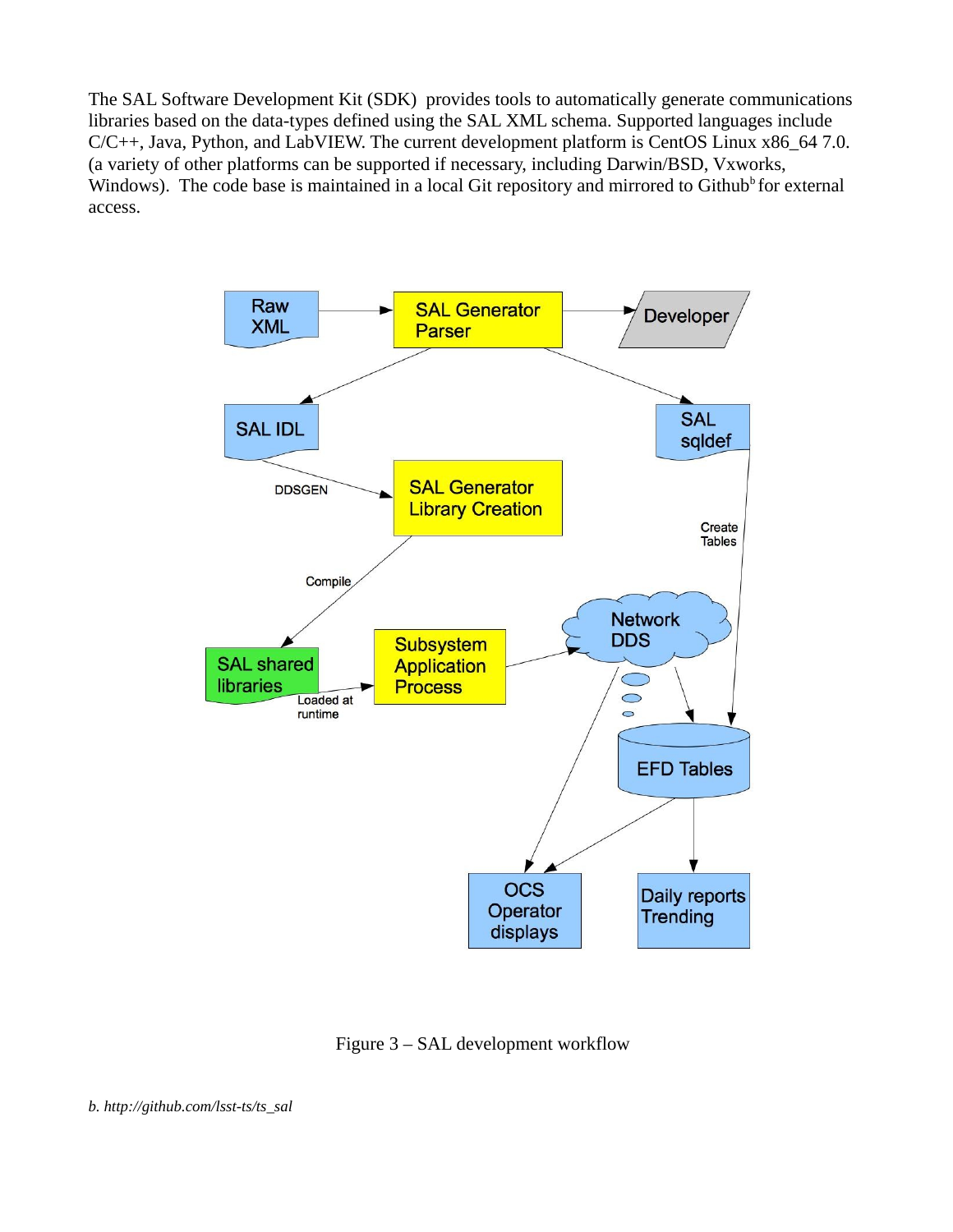The SAL Software Development Kit (SDK) provides tools to automatically generate communications libraries based on the data-types defined using the SAL XML schema. Supported languages include C/C++, Java, Python, and LabVIEW. The current development platform is CentOS Linux x86_64 7.0. (a variety of other platforms can be supported if necessary, including Darwin/BSD, Vxworks, Windows). The code base is maintained in a local Git repository and mirrored to Github[b] for external access.

Figure 3 – SAL development workflow

*b. http://github.com/lsst-ts/ts_sal*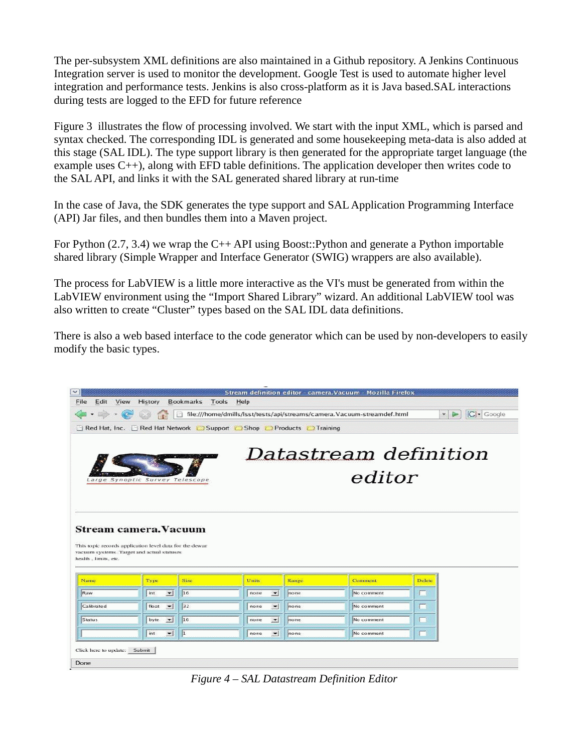The per-subsystem XML definitions are also maintained in a Github repository. A Jenkins Continuous Integration server is used to monitor the development. Google Test is used to automate higher level integration and performance tests. Jenkins is also cross-platform as it is Java based.SAL interactions during tests are logged to the EFD for future reference

Figure 3 illustrates the flow of processing involved. We start with the input XML, which is parsed and syntax checked. The corresponding IDL is generated and some housekeeping meta-data is also added at this stage (SAL IDL). The type support library is then generated for the appropriate target language (the example uses C++), along with EFD table definitions. The application developer then writes code to the SAL API, and links it with the SAL generated shared library at run-time

In the case of Java, the SDK generates the type support and SAL Application Programming Interface (API) Jar files, and then bundles them into a Maven project.

For Python (2.7, 3.4) we wrap the C++ API using Boost::Python and generate a Python importable shared library (Simple Wrapper and Interface Generator (SWIG) wrappers are also available).

The process for LabVIEW is a little more interactive as the VI's must be generated from within the LabVIEW environment using the "Import Shared Library" wizard. An additional LabVIEW tool was also written to create "Cluster" types based on the SAL IDL data definitions.

There is also a web based interface to the code generator which can be used by non-developers to easily modify the basic types.

*Figure 4 – SAL Datastream Definition Editor*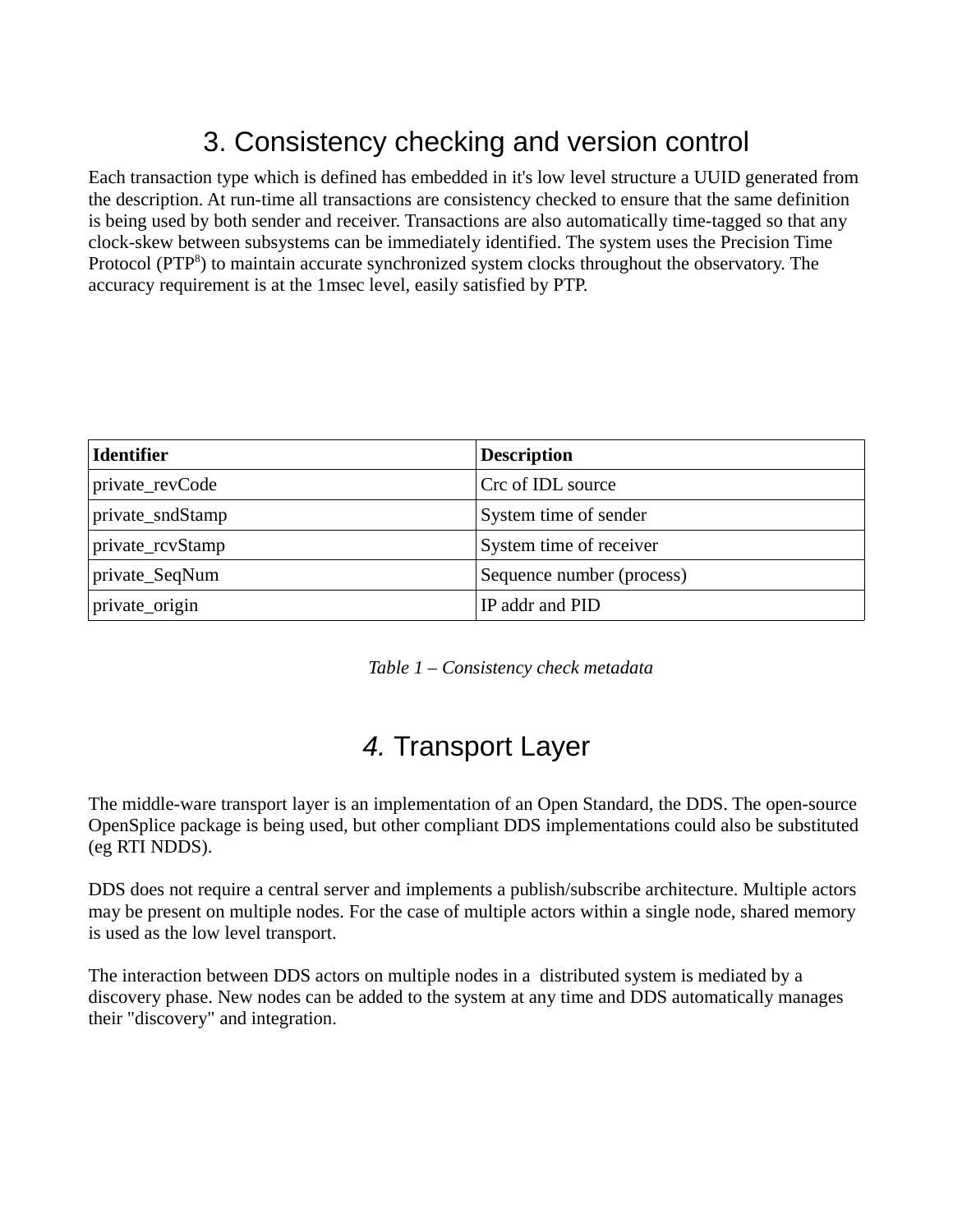## 3. Consistency checking and version control

Each transaction type which is defined has embedded in it's low level structure a UUID generated from the description. At run-time all transactions are consistency checked to ensure that the same definition is being used by both sender and receiver. Transactions are also automatically time-tagged so that any clock-skew between subsystems can be immediately identified. The system uses the Precision Time Protocol (PTP[8]) to maintain accurate synchronized system clocks throughout the observatory. The accuracy requirement is at the 1msec level, easily satisfied by PTP.

| **Identifier** | **Description** |
|---|---|
| private_revCode | Crc of IDL source |
| private_sndStamp | System time of sender |
| private_rcvStamp | System time of receiver |
| private_SeqNum | Sequence number (process) |
| private_origin | IP addr and PID |

*Table 1 – Consistency check metadata*

## *4.* Transport Layer

The middle-ware transport layer is an implementation of an Open Standard, the DDS. The open-source OpenSplice package is being used, but other compliant DDS implementations could also be substituted (eg RTI NDDS).

DDS does not require a central server and implements a publish/subscribe architecture. Multiple actors may be present on multiple nodes. For the case of multiple actors within a single node, shared memory is used as the low level transport.

The interaction between DDS actors on multiple nodes in a distributed system is mediated by a discovery phase. New nodes can be added to the system at any time and DDS automatically manages their "discovery" and integration.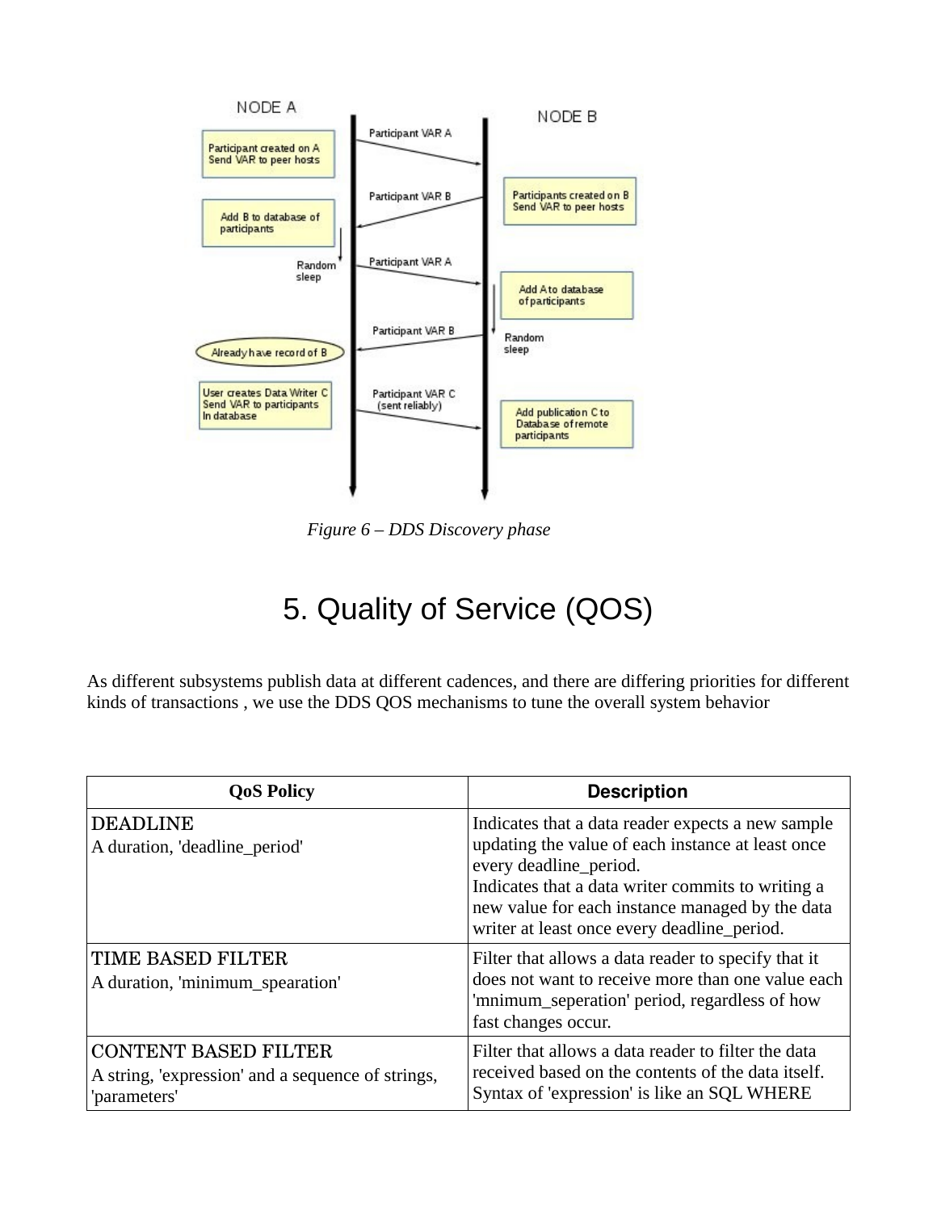Figure 6 – DDS Discovery phase

# 5. Quality of Service (QOS)

As different subsystems publish data at different cadences, and there are differing priorities for different kinds of transactions , we use the DDS QOS mechanisms to tune the overall system behavior

| QoS Policy | Description |
|---|---|
| DEADLINE<br>A duration, 'deadline_period' | Indicates that a data reader expects a new sample updating the value of each instance at least once every deadline_period.<br>Indicates that a data writer commits to writing a new value for each instance managed by the data writer at least once every deadline_period. |
| TIME BASED FILTER<br>A duration, 'minimum_spearation' | Filter that allows a data reader to specify that it does not want to receive more than one value each 'mnimum_seperation' period, regardless of how fast changes occur. |
| CONTENT BASED FILTER<br>A string, 'expression' and a sequence of strings, 'parameters' | Filter that allows a data reader to filter the data received based on the contents of the data itself. Syntax of 'expression' is like an SQL WHERE |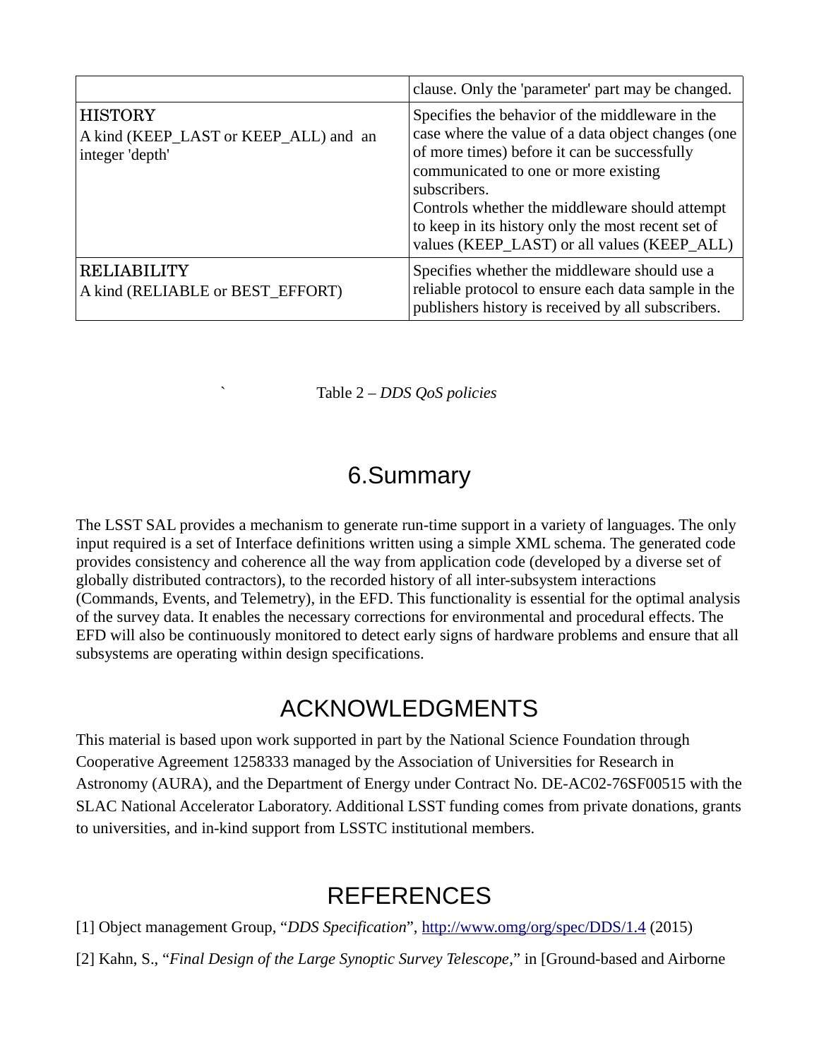| | |
|---|---|
| | clause. Only the 'parameter' part may be changed. |
| HISTORY<br>A kind (KEEP_LAST or KEEP_ALL) and an integer 'depth' | Specifies the behavior of the middleware in the case where the value of a data object changes (one of more times) before it can be successfully communicated to one or more existing subscribers.<br>Controls whether the middleware should attempt to keep in its history only the most recent set of values (KEEP_LAST) or all values (KEEP_ALL) |
| RELIABILITY<br>A kind (RELIABLE or BEST_EFFORT) | Specifies whether the middleware should use a reliable protocol to ensure each data sample in the publishers history is received by all subscribers. |

` Table 2 – *DDS QoS policies*

# 6.Summary

The LSST SAL provides a mechanism to generate run-time support in a variety of languages. The only input required is a set of Interface definitions written using a simple XML schema. The generated code provides consistency and coherence all the way from application code (developed by a diverse set of globally distributed contractors), to the recorded history of all inter-subsystem interactions (Commands, Events, and Telemetry), in the EFD. This functionality is essential for the optimal analysis of the survey data. It enables the necessary corrections for environmental and procedural effects. The EFD will also be continuously monitored to detect early signs of hardware problems and ensure that all subsystems are operating within design specifications.

# ACKNOWLEDGMENTS

This material is based upon work supported in part by the National Science Foundation through Cooperative Agreement 1258333 managed by the Association of Universities for Research in Astronomy (AURA), and the Department of Energy under Contract No. DE-AC02-76SF00515 with the SLAC National Accelerator Laboratory. Additional LSST funding comes from private donations, grants to universities, and in-kind support from LSSTC institutional members.

# REFERENCES

[1] Object management Group, "*DDS Specification*", http://www.omg/org/spec/DDS/1.4 (2015)

[2] Kahn, S., "*Final Design of the Large Synoptic Survey Telescope*," in [Ground-based and Airborne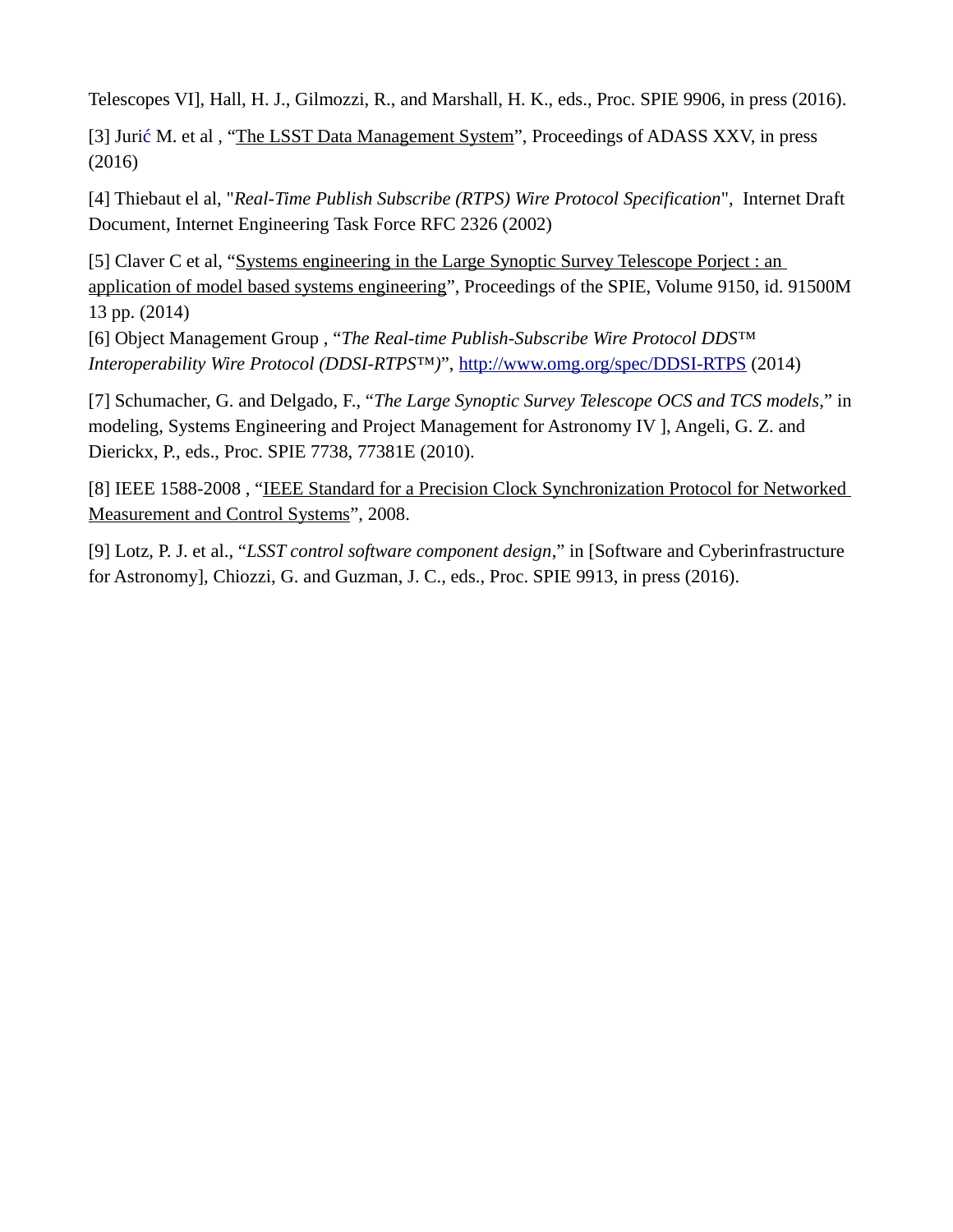Telescopes VI], Hall, H. J., Gilmozzi, R., and Marshall, H. K., eds., Proc. SPIE 9906, in press (2016).

[3] Jurić M. et al , "The LSST Data Management System", Proceedings of ADASS XXV, in press (2016)

[4] Thiebaut el al, "*Real-Time Publish Subscribe (RTPS) Wire Protocol Specification*", Internet Draft Document, Internet Engineering Task Force RFC 2326 (2002)

[5] Claver C et al, "Systems engineering in the Large Synoptic Survey Telescope Porject : an application of model based systems engineering", Proceedings of the SPIE, Volume 9150, id. 91500M 13 pp. (2014)

[6] Object Management Group , "*The Real-time Publish-Subscribe Wire Protocol DDS™ Interoperability Wire Protocol (DDSI-RTPS™)*", http://www.omg.org/spec/DDSI-RTPS (2014)

[7] Schumacher, G. and Delgado, F., "*The Large Synoptic Survey Telescope OCS and TCS models,*" in modeling, Systems Engineering and Project Management for Astronomy IV ], Angeli, G. Z. and Dierickx, P., eds., Proc. SPIE 7738, 77381E (2010).

[8] IEEE 1588-2008 , "IEEE Standard for a Precision Clock Synchronization Protocol for Networked Measurement and Control Systems", 2008.

[9] Lotz, P. J. et al., "*LSST control software component design*," in [Software and Cyberinfrastructure for Astronomy], Chiozzi, G. and Guzman, J. C., eds., Proc. SPIE 9913, in press (2016).